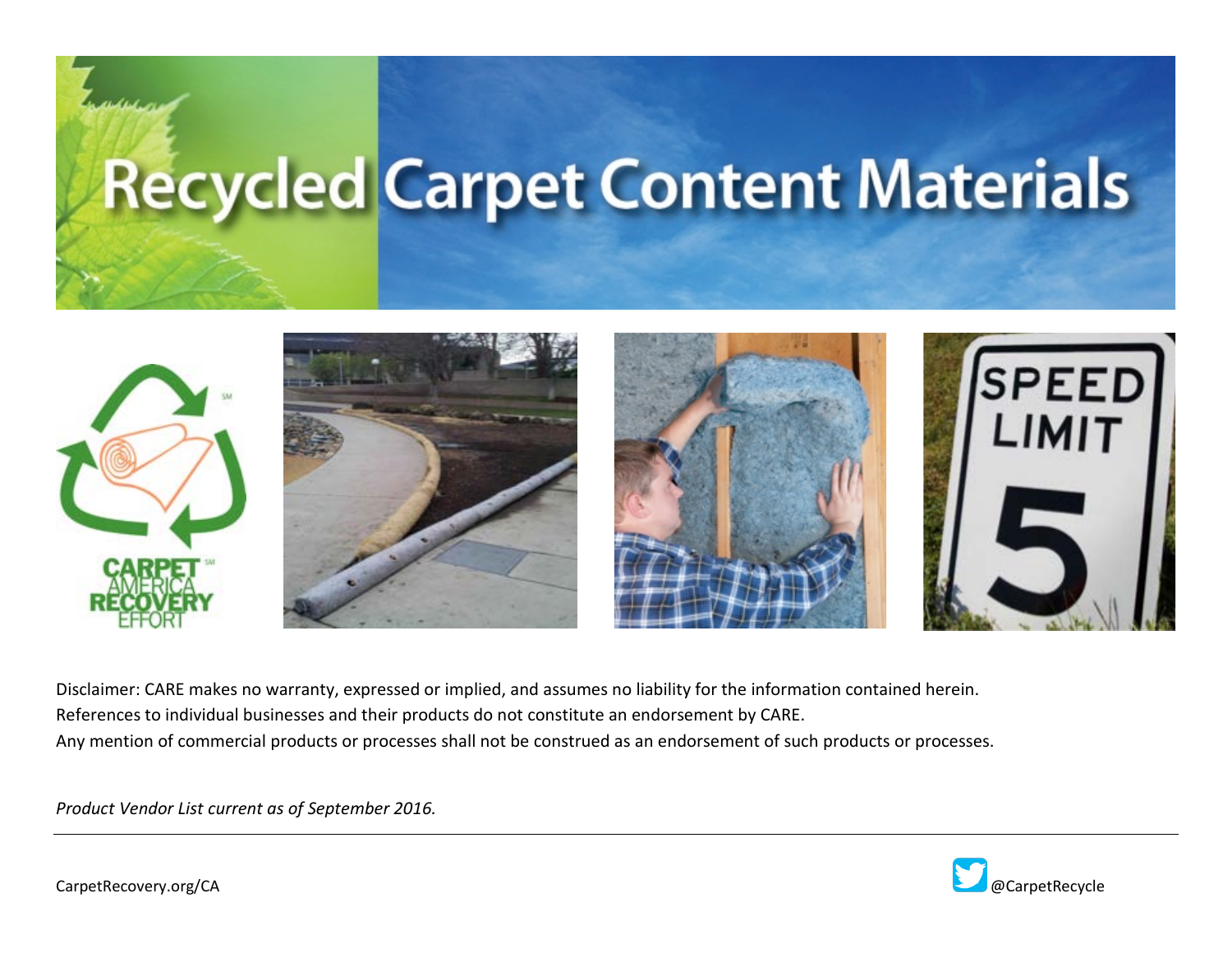# Recycled Carpet Content Materials

Disclaimer: CARE makes no warranty, expressed or implied, and assumes no liability for the information contained herein.
References to individual businesses and their products do not constitute an endorsement by CARE.
Any mention of commercial products or processes shall not be construed as an endorsement of such products or processes.

*Product Vendor List current as of September 2016.*

CarpetRecovery.org/CA

@CarpetRecycle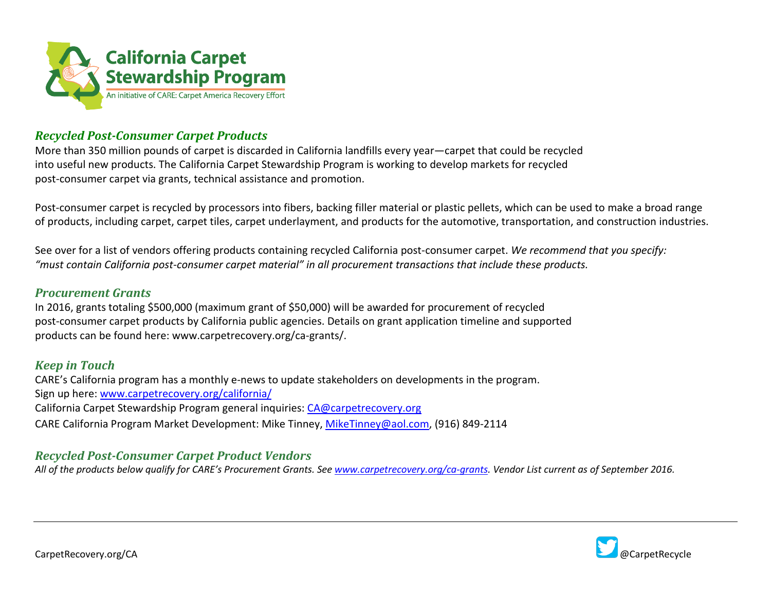# California Carpet Stewardship Program

An initiative of CARE: Carpet America Recovery Effort

## *Recycled Post-Consumer Carpet Products*

More than 350 million pounds of carpet is discarded in California landfills every year—carpet that could be recycled into useful new products. The California Carpet Stewardship Program is working to develop markets for recycled post-consumer carpet via grants, technical assistance and promotion.

Post-consumer carpet is recycled by processors into fibers, backing filler material or plastic pellets, which can be used to make a broad range of products, including carpet, carpet tiles, carpet underlayment, and products for the automotive, transportation, and construction industries.

See over for a list of vendors offering products containing recycled California post-consumer carpet. *We recommend that you specify: "must contain California post-consumer carpet material" in all procurement transactions that include these products.*

## *Procurement Grants*

In 2016, grants totaling $500,000 (maximum grant of $50,000) will be awarded for procurement of recycled post-consumer carpet products by California public agencies. Details on grant application timeline and supported products can be found here: www.carpetrecovery.org/ca-grants/.

## *Keep in Touch*

CARE's California program has a monthly e-news to update stakeholders on developments in the program.
Sign up here: [www.carpetrecovery.org/california/](www.carpetrecovery.org/california/)
California Carpet Stewardship Program general inquiries: [CA@carpetrecovery.org](mailto:CA@carpetrecovery.org)
CARE California Program Market Development: Mike Tinney, [MikeTinney@aol.com](mailto:MikeTinney@aol.com), (916) 849-2114

## *Recycled Post-Consumer Carpet Product Vendors*

*All of the products below qualify for CARE's Procurement Grants. See [www.carpetrecovery.org/ca-grants](www.carpetrecovery.org/ca-grants). Vendor List current as of September 2016.*

CarpetRecovery.org/CA

@CarpetRecycle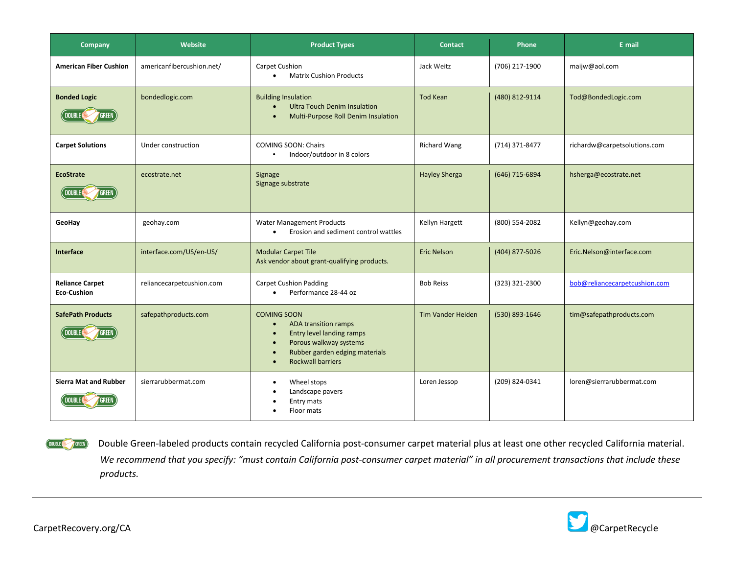| Company | Website | Product Types | Contact | Phone | E mail |
|---|---|---|---|---|---|
| **American Fiber Cushion** | americanfibercushion.net/ | Carpet Cushion<br>• Matrix Cushion Products | Jack Weitz | (706) 217-1900 | maijw@aol.com |
| **Bonded Logic**<br>DOUBLE GREEN | bondedlogic.com | Building Insulation<br>• Ultra Touch Denim Insulation<br>• Multi-Purpose Roll Denim Insulation | Tod Kean | (480) 812-9114 | Tod@BondedLogic.com |
| **Carpet Solutions** | Under construction | COMING SOON: Chairs<br>• Indoor/outdoor in 8 colors | Richard Wang | (714) 371-8477 | richardw@carpetsolutions.com |
| **EcoStrate**<br>DOUBLE GREEN | ecostrate.net | Signage<br>Signage substrate | Hayley Sherga | (646) 715-6894 | hsherga@ecostrate.net |
| **GeoHay** | geohay.com | Water Management Products<br>• Erosion and sediment control wattles | Kellyn Hargett | (800) 554-2082 | Kellyn@geohay.com |
| **Interface** | interface.com/US/en-US/ | Modular Carpet Tile<br>Ask vendor about grant-qualifying products. | Eric Nelson | (404) 877-5026 | Eric.Nelson@interface.com |
| **Reliance Carpet Eco-Cushion** | reliancecarpetcushion.com | Carpet Cushion Padding<br>• Performance 28-44 oz | Bob Reiss | (323) 321-2300 | bob@reliancecarpetcushion.com |
| **SafePath Products**<br>DOUBLE GREEN | safepathproducts.com | COMING SOON<br>• ADA transition ramps<br>• Entry level landing ramps<br>• Porous walkway systems<br>• Rubber garden edging materials<br>• Rockwall barriers | Tim Vander Heiden | (530) 893-1646 | tim@safepathproducts.com |
| **Sierra Mat and Rubber**<br>DOUBLE GREEN | sierrarubbermat.com | • Wheel stops<br>• Landscape pavers<br>• Entry mats<br>• Floor mats | Loren Jessop | (209) 824-0341 | loren@sierrarubbermat.com |

DOUBLE GREEN Double Green-labeled products contain recycled California post-consumer carpet material plus at least one other recycled California material.

*We recommend that you specify: "must contain California post-consumer carpet material" in all procurement transactions that include these products.*

CarpetRecovery.org/CA

@CarpetRecycle